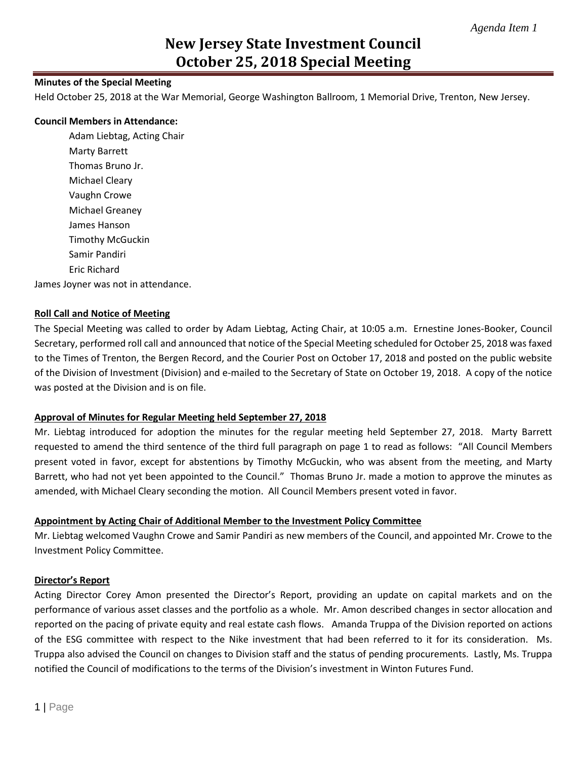*Agenda Item 1*

# New Jersey State Investment Council
# October 25, 2018 Special Meeting

**Minutes of the Special Meeting**

Held October 25, 2018 at the War Memorial, George Washington Ballroom, 1 Memorial Drive, Trenton, New Jersey.

**Council Members in Attendance:**

- Adam Liebtag, Acting Chair
- Marty Barrett
- Thomas Bruno Jr.
- Michael Cleary
- Vaughn Crowe
- Michael Greaney
- James Hanson
- Timothy McGuckin
- Samir Pandiri
- Eric Richard

James Joyner was not in attendance.

**Roll Call and Notice of Meeting**

The Special Meeting was called to order by Adam Liebtag, Acting Chair, at 10:05 a.m. Ernestine Jones-Booker, Council Secretary, performed roll call and announced that notice of the Special Meeting scheduled for October 25, 2018 was faxed to the Times of Trenton, the Bergen Record, and the Courier Post on October 17, 2018 and posted on the public website of the Division of Investment (Division) and e-mailed to the Secretary of State on October 19, 2018. A copy of the notice was posted at the Division and is on file.

**Approval of Minutes for Regular Meeting held September 27, 2018**

Mr. Liebtag introduced for adoption the minutes for the regular meeting held September 27, 2018. Marty Barrett requested to amend the third sentence of the third full paragraph on page 1 to read as follows: "All Council Members present voted in favor, except for abstentions by Timothy McGuckin, who was absent from the meeting, and Marty Barrett, who had not yet been appointed to the Council." Thomas Bruno Jr. made a motion to approve the minutes as amended, with Michael Cleary seconding the motion. All Council Members present voted in favor.

**Appointment by Acting Chair of Additional Member to the Investment Policy Committee**

Mr. Liebtag welcomed Vaughn Crowe and Samir Pandiri as new members of the Council, and appointed Mr. Crowe to the Investment Policy Committee.

**Director's Report**

Acting Director Corey Amon presented the Director's Report, providing an update on capital markets and on the performance of various asset classes and the portfolio as a whole. Mr. Amon described changes in sector allocation and reported on the pacing of private equity and real estate cash flows. Amanda Truppa of the Division reported on actions of the ESG committee with respect to the Nike investment that had been referred to it for its consideration. Ms. Truppa also advised the Council on changes to Division staff and the status of pending procurements. Lastly, Ms. Truppa notified the Council of modifications to the terms of the Division's investment in Winton Futures Fund.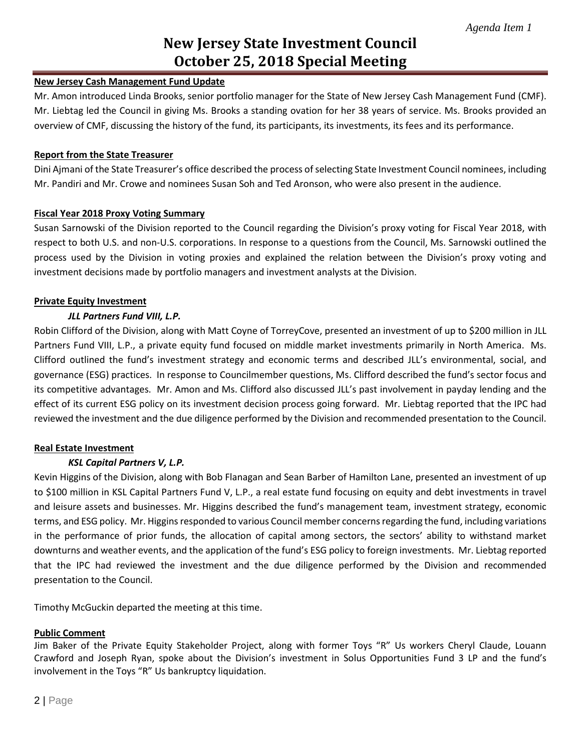# New Jersey State Investment Council
# October 25, 2018 Special Meeting

**New Jersey Cash Management Fund Update**

Mr. Amon introduced Linda Brooks, senior portfolio manager for the State of New Jersey Cash Management Fund (CMF). Mr. Liebtag led the Council in giving Ms. Brooks a standing ovation for her 38 years of service. Ms. Brooks provided an overview of CMF, discussing the history of the fund, its participants, its investments, its fees and its performance.

**Report from the State Treasurer**

Dini Ajmani of the State Treasurer's office described the process of selecting State Investment Council nominees, including Mr. Pandiri and Mr. Crowe and nominees Susan Soh and Ted Aronson, who were also present in the audience.

**Fiscal Year 2018 Proxy Voting Summary**

Susan Sarnowski of the Division reported to the Council regarding the Division's proxy voting for Fiscal Year 2018, with respect to both U.S. and non-U.S. corporations. In response to a questions from the Council, Ms. Sarnowski outlined the process used by the Division in voting proxies and explained the relation between the Division's proxy voting and investment decisions made by portfolio managers and investment analysts at the Division.

**Private Equity Investment**

***JLL Partners Fund VIII, L.P.***

Robin Clifford of the Division, along with Matt Coyne of TorreyCove, presented an investment of up to $200 million in JLL Partners Fund VIII, L.P., a private equity fund focused on middle market investments primarily in North America. Ms. Clifford outlined the fund's investment strategy and economic terms and described JLL's environmental, social, and governance (ESG) practices. In response to Councilmember questions, Ms. Clifford described the fund's sector focus and its competitive advantages. Mr. Amon and Ms. Clifford also discussed JLL's past involvement in payday lending and the effect of its current ESG policy on its investment decision process going forward. Mr. Liebtag reported that the IPC had reviewed the investment and the due diligence performed by the Division and recommended presentation to the Council.

**Real Estate Investment**

***KSL Capital Partners V, L.P.***

Kevin Higgins of the Division, along with Bob Flanagan and Sean Barber of Hamilton Lane, presented an investment of up to $100 million in KSL Capital Partners Fund V, L.P., a real estate fund focusing on equity and debt investments in travel and leisure assets and businesses. Mr. Higgins described the fund's management team, investment strategy, economic terms, and ESG policy. Mr. Higgins responded to various Council member concerns regarding the fund, including variations in the performance of prior funds, the allocation of capital among sectors, the sectors' ability to withstand market downturns and weather events, and the application of the fund's ESG policy to foreign investments. Mr. Liebtag reported that the IPC had reviewed the investment and the due diligence performed by the Division and recommended presentation to the Council.

Timothy McGuckin departed the meeting at this time.

**Public Comment**

Jim Baker of the Private Equity Stakeholder Project, along with former Toys "R" Us workers Cheryl Claude, Louann Crawford and Joseph Ryan, spoke about the Division's investment in Solus Opportunities Fund 3 LP and the fund's involvement in the Toys "R" Us bankruptcy liquidation.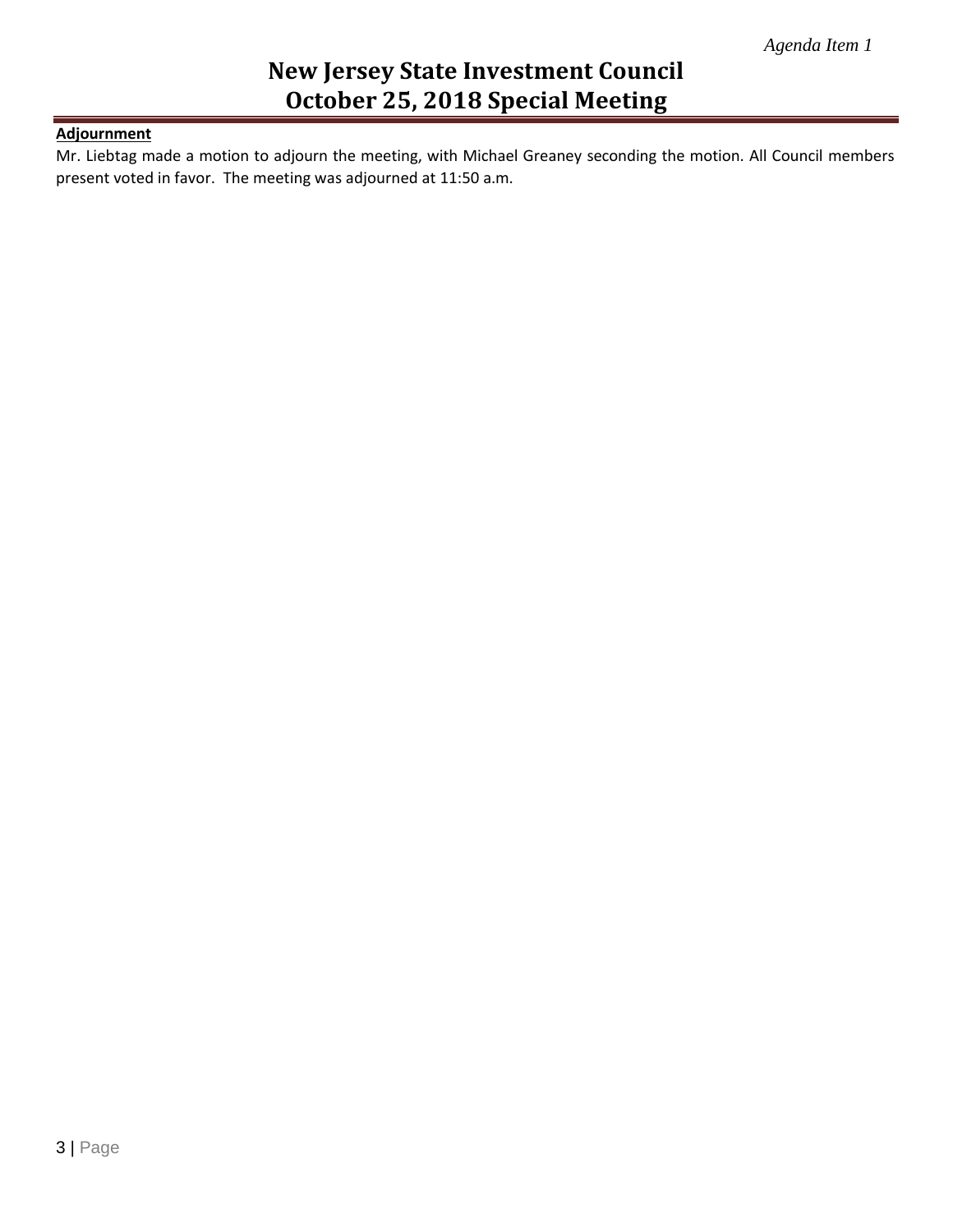**Adjournment**

Mr. Liebtag made a motion to adjourn the meeting, with Michael Greaney seconding the motion. All Council members present voted in favor. The meeting was adjourned at 11:50 a.m.